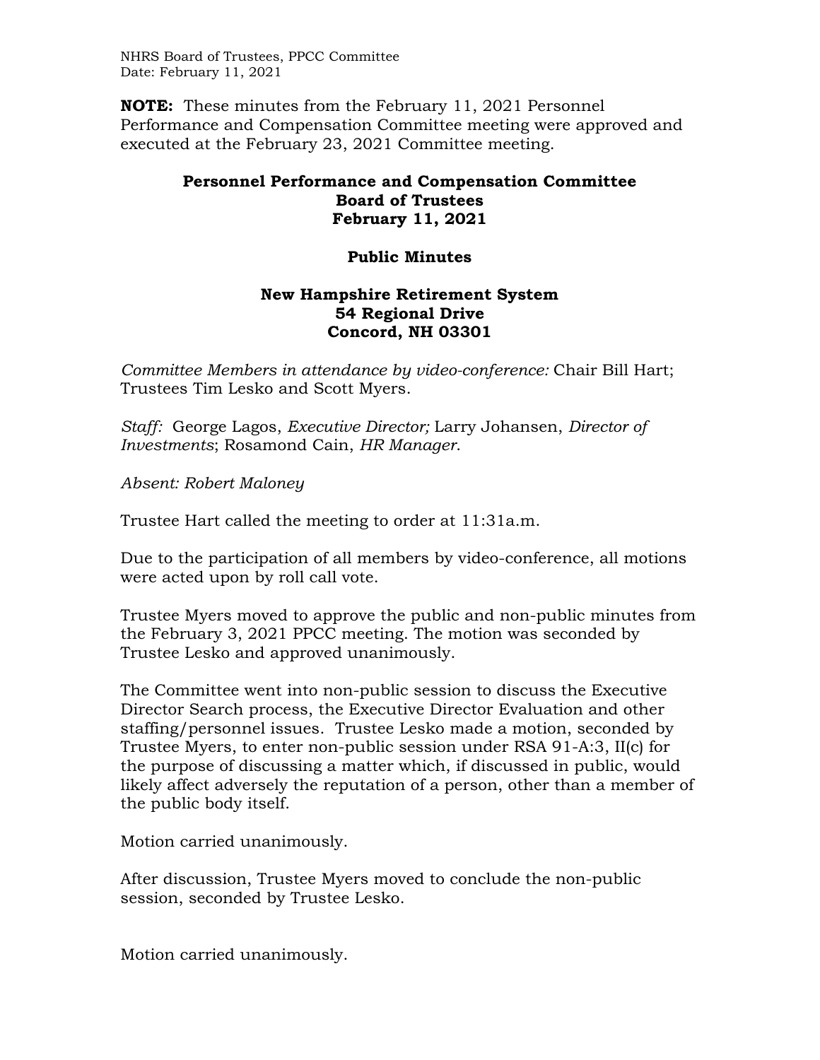**NOTE:** These minutes from the February 11, 2021 Personnel Performance and Compensation Committee meeting were approved and executed at the February 23, 2021 Committee meeting.

# Personnel Performance and Compensation Committee
# Board of Trustees
# February 11, 2021

## Public Minutes

### New Hampshire Retirement System
### 54 Regional Drive
### Concord, NH 03301

*Committee Members in attendance by video-conference:* Chair Bill Hart; Trustees Tim Lesko and Scott Myers.

*Staff:* George Lagos, *Executive Director;* Larry Johansen, *Director of Investments*; Rosamond Cain, *HR Manager*.

*Absent: Robert Maloney*

Trustee Hart called the meeting to order at 11:31a.m.

Due to the participation of all members by video-conference, all motions were acted upon by roll call vote.

Trustee Myers moved to approve the public and non-public minutes from the February 3, 2021 PPCC meeting. The motion was seconded by Trustee Lesko and approved unanimously.

The Committee went into non-public session to discuss the Executive Director Search process, the Executive Director Evaluation and other staffing/personnel issues. Trustee Lesko made a motion, seconded by Trustee Myers, to enter non-public session under RSA 91-A:3, II(c) for the purpose of discussing a matter which, if discussed in public, would likely affect adversely the reputation of a person, other than a member of the public body itself.

Motion carried unanimously.

After discussion, Trustee Myers moved to conclude the non-public session, seconded by Trustee Lesko.

Motion carried unanimously.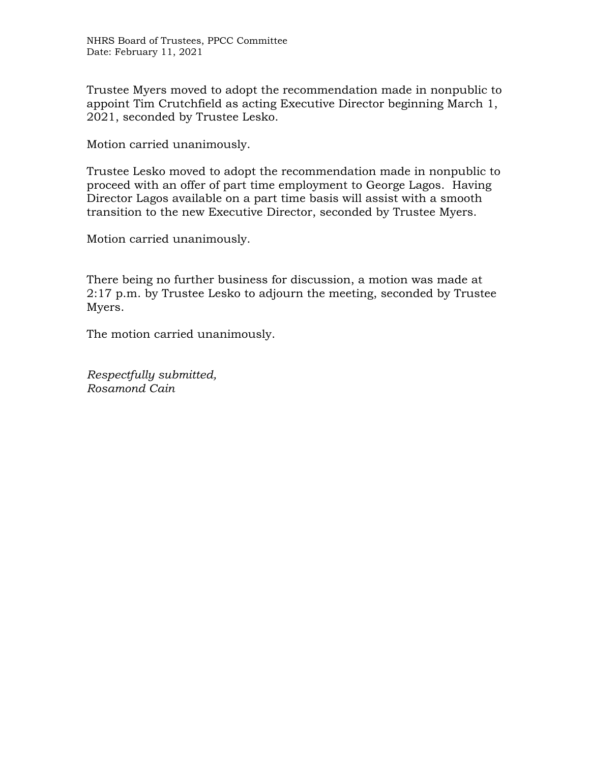Trustee Myers moved to adopt the recommendation made in nonpublic to appoint Tim Crutchfield as acting Executive Director beginning March 1, 2021, seconded by Trustee Lesko.

Motion carried unanimously.

Trustee Lesko moved to adopt the recommendation made in nonpublic to proceed with an offer of part time employment to George Lagos. Having Director Lagos available on a part time basis will assist with a smooth transition to the new Executive Director, seconded by Trustee Myers.

Motion carried unanimously.

There being no further business for discussion, a motion was made at 2:17 p.m. by Trustee Lesko to adjourn the meeting, seconded by Trustee Myers.

The motion carried unanimously.

*Respectfully submitted,*
*Rosamond Cain*